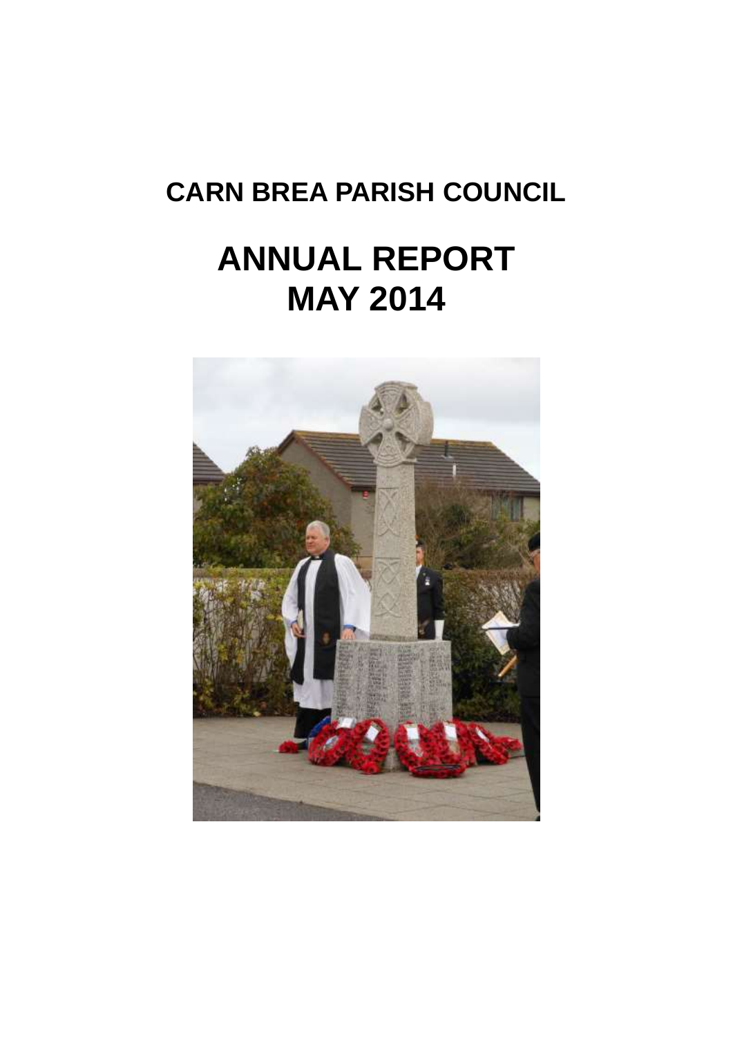# CARN BREA PARISH COUNCIL

# ANNUAL REPORT
# MAY 2014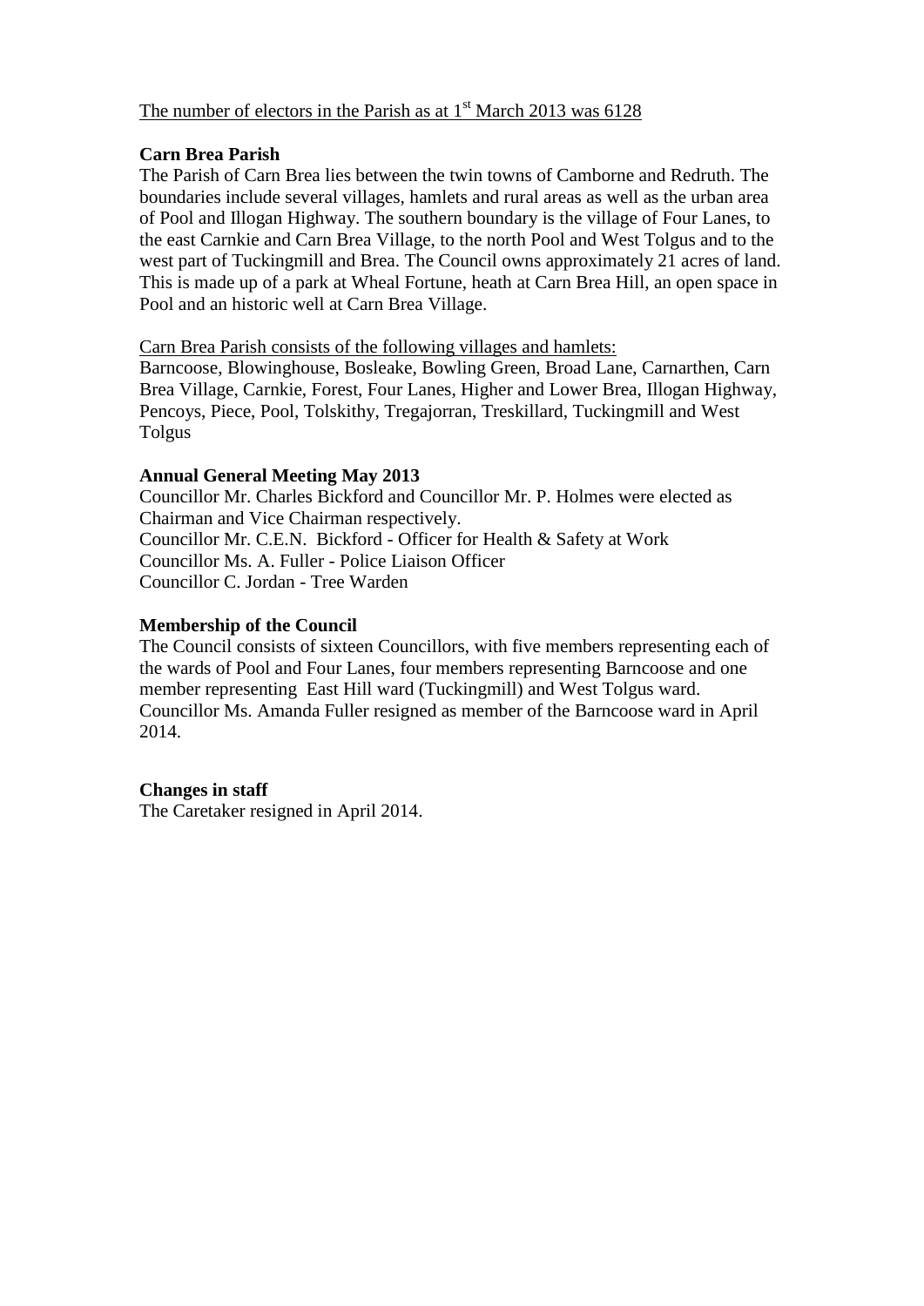The number of electors in the Parish as at 1st March 2013 was 6128

**Carn Brea Parish**

The Parish of Carn Brea lies between the twin towns of Camborne and Redruth. The boundaries include several villages, hamlets and rural areas as well as the urban area of Pool and Illogan Highway. The southern boundary is the village of Four Lanes, to the east Carnkie and Carn Brea Village, to the north Pool and West Tolgus and to the west part of Tuckingmill and Brea. The Council owns approximately 21 acres of land. This is made up of a park at Wheal Fortune, heath at Carn Brea Hill, an open space in Pool and an historic well at Carn Brea Village.

Carn Brea Parish consists of the following villages and hamlets:

Barncoose, Blowinghouse, Bosleake, Bowling Green, Broad Lane, Carnarthen, Carn Brea Village, Carnkie, Forest, Four Lanes, Higher and Lower Brea, Illogan Highway, Pencoys, Piece, Pool, Tolskithy, Tregajorran, Treskillard, Tuckingmill and West Tolgus

**Annual General Meeting May 2013**

Councillor Mr. Charles Bickford and Councillor Mr. P. Holmes were elected as Chairman and Vice Chairman respectively.
Councillor Mr. C.E.N. Bickford - Officer for Health & Safety at Work
Councillor Ms. A. Fuller - Police Liaison Officer
Councillor C. Jordan - Tree Warden

**Membership of the Council**

The Council consists of sixteen Councillors, with five members representing each of the wards of Pool and Four Lanes, four members representing Barncoose and one member representing East Hill ward (Tuckingmill) and West Tolgus ward. Councillor Ms. Amanda Fuller resigned as member of the Barncoose ward in April 2014.

**Changes in staff**

The Caretaker resigned in April 2014.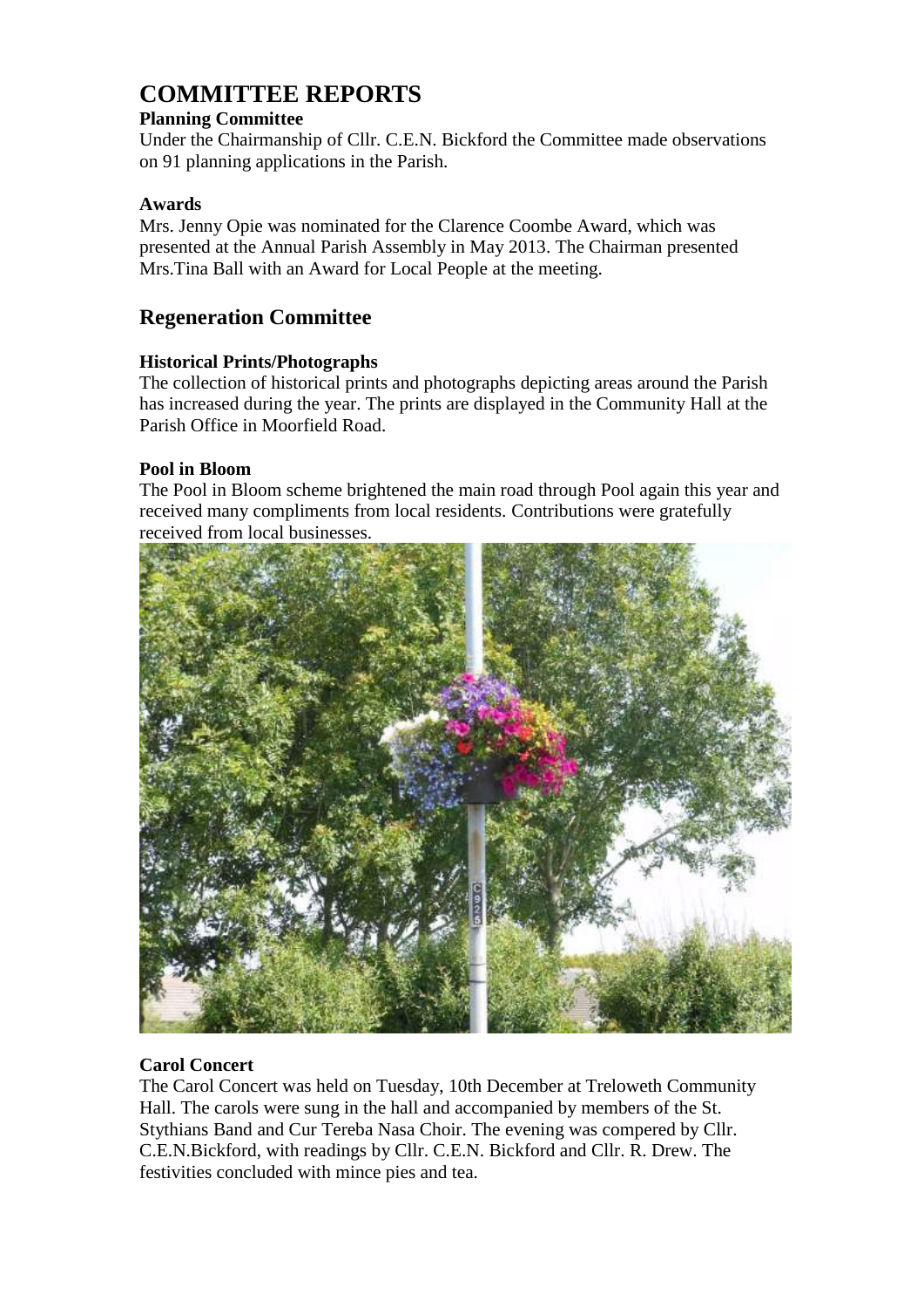# COMMITTEE REPORTS

### Planning Committee

Under the Chairmanship of Cllr. C.E.N. Bickford the Committee made observations on 91 planning applications in the Parish.

### Awards

Mrs. Jenny Opie was nominated for the Clarence Coombe Award, which was presented at the Annual Parish Assembly in May 2013. The Chairman presented Mrs.Tina Ball with an Award for Local People at the meeting.

## Regeneration Committee

### Historical Prints/Photographs

The collection of historical prints and photographs depicting areas around the Parish has increased during the year. The prints are displayed in the Community Hall at the Parish Office in Moorfield Road.

### Pool in Bloom

The Pool in Bloom scheme brightened the main road through Pool again this year and received many compliments from local residents. Contributions were gratefully received from local businesses.

### Carol Concert

The Carol Concert was held on Tuesday, 10th December at Treloweth Community Hall. The carols were sung in the hall and accompanied by members of the St. Stythians Band and Cur Tereba Nasa Choir. The evening was compered by Cllr. C.E.N.Bickford, with readings by Cllr. C.E.N. Bickford and Cllr. R. Drew. The festivities concluded with mince pies and tea.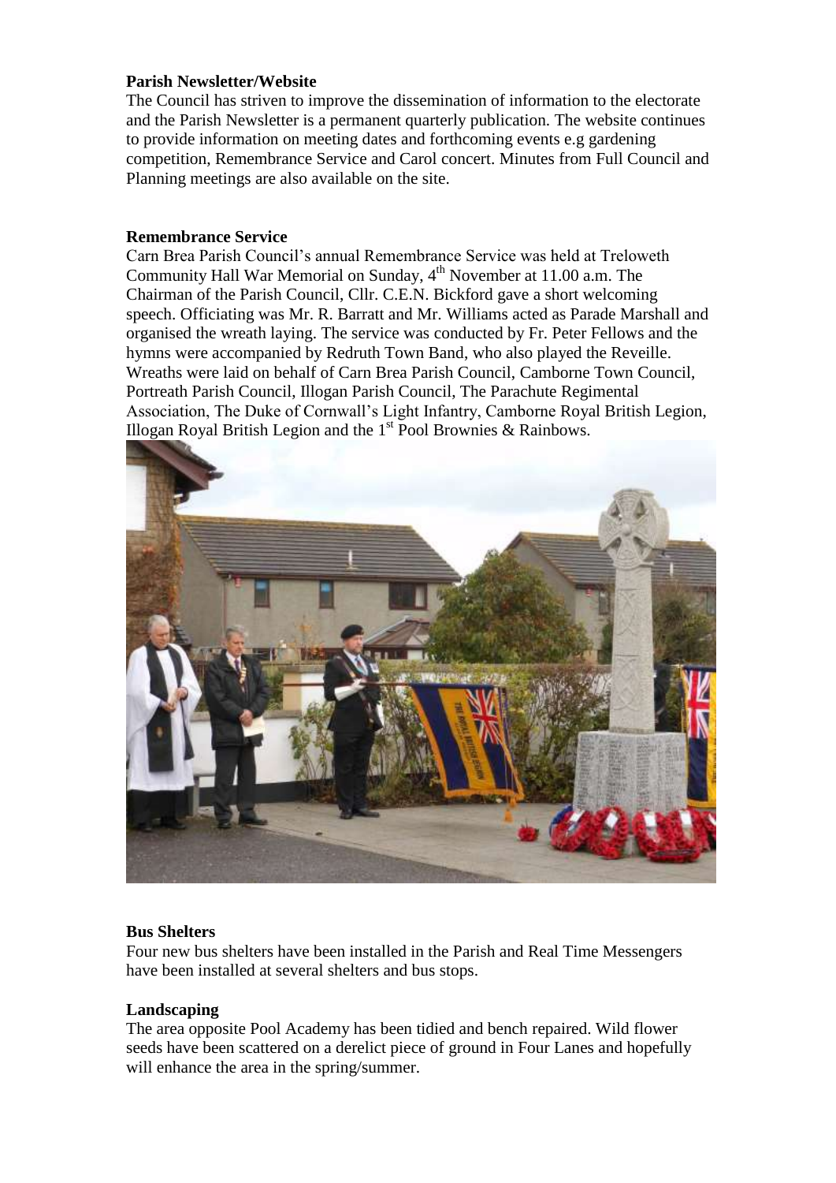**Parish Newsletter/Website**

The Council has striven to improve the dissemination of information to the electorate and the Parish Newsletter is a permanent quarterly publication. The website continues to provide information on meeting dates and forthcoming events e.g gardening competition, Remembrance Service and Carol concert. Minutes from Full Council and Planning meetings are also available on the site.

**Remembrance Service**

Carn Brea Parish Council's annual Remembrance Service was held at Treloweth Community Hall War Memorial on Sunday, 4th November at 11.00 a.m. The Chairman of the Parish Council, Cllr. C.E.N. Bickford gave a short welcoming speech. Officiating was Mr. R. Barratt and Mr. Williams acted as Parade Marshall and organised the wreath laying. The service was conducted by Fr. Peter Fellows and the hymns were accompanied by Redruth Town Band, who also played the Reveille. Wreaths were laid on behalf of Carn Brea Parish Council, Camborne Town Council, Portreath Parish Council, Illogan Parish Council, The Parachute Regimental Association, The Duke of Cornwall's Light Infantry, Camborne Royal British Legion, Illogan Royal British Legion and the 1st Pool Brownies & Rainbows.

**Bus Shelters**

Four new bus shelters have been installed in the Parish and Real Time Messengers have been installed at several shelters and bus stops.

**Landscaping**

The area opposite Pool Academy has been tidied and bench repaired. Wild flower seeds have been scattered on a derelict piece of ground in Four Lanes and hopefully will enhance the area in the spring/summer.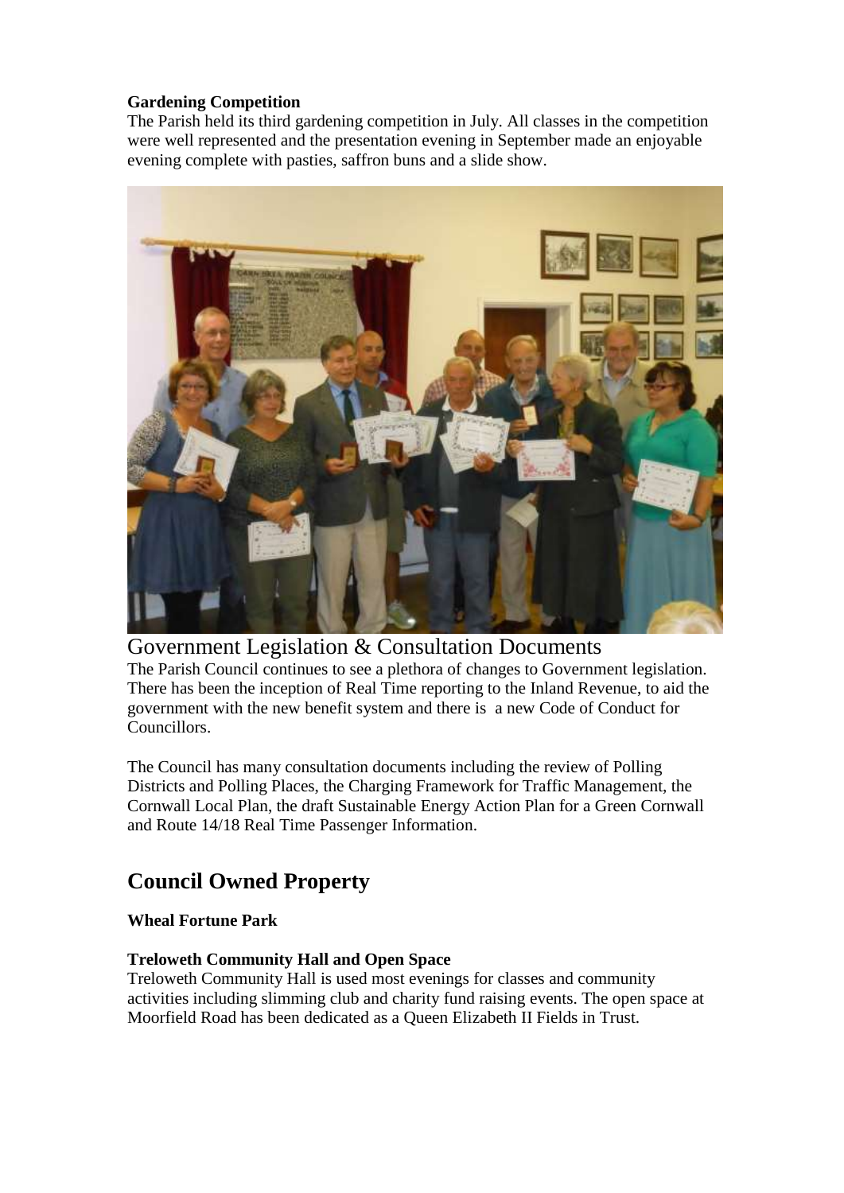**Gardening Competition**

The Parish held its third gardening competition in July. All classes in the competition were well represented and the presentation evening in September made an enjoyable evening complete with pasties, saffron buns and a slide show.

## Government Legislation & Consultation Documents

The Parish Council continues to see a plethora of changes to Government legislation. There has been the inception of Real Time reporting to the Inland Revenue, to aid the government with the new benefit system and there is a new Code of Conduct for Councillors.

The Council has many consultation documents including the review of Polling Districts and Polling Places, the Charging Framework for Traffic Management, the Cornwall Local Plan, the draft Sustainable Energy Action Plan for a Green Cornwall and Route 14/18 Real Time Passenger Information.

## Council Owned Property

**Wheal Fortune Park**

**Treloweth Community Hall and Open Space**

Treloweth Community Hall is used most evenings for classes and community activities including slimming club and charity fund raising events. The open space at Moorfield Road has been dedicated as a Queen Elizabeth II Fields in Trust.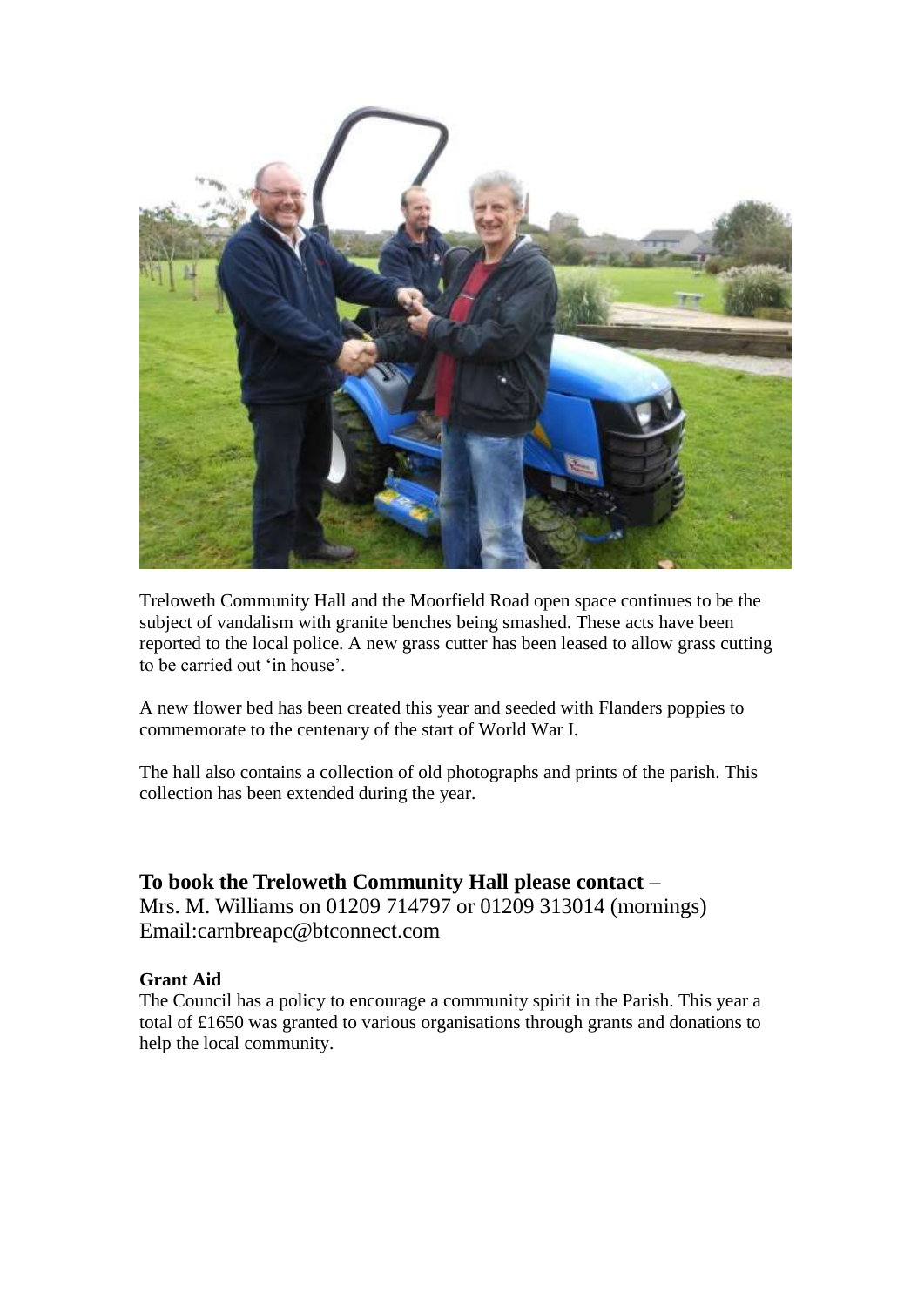Treloweth Community Hall and the Moorfield Road open space continues to be the subject of vandalism with granite benches being smashed. These acts have been reported to the local police. A new grass cutter has been leased to allow grass cutting to be carried out 'in house'.

A new flower bed has been created this year and seeded with Flanders poppies to commemorate to the centenary of the start of World War I.

The hall also contains a collection of old photographs and prints of the parish. This collection has been extended during the year.

## To book the Treloweth Community Hall please contact –

Mrs. M. Williams on 01209 714797 or 01209 313014 (mornings)
Email:carnbreapc@btconnect.com

**Grant Aid**

The Council has a policy to encourage a community spirit in the Parish. This year a total of £1650 was granted to various organisations through grants and donations to help the local community.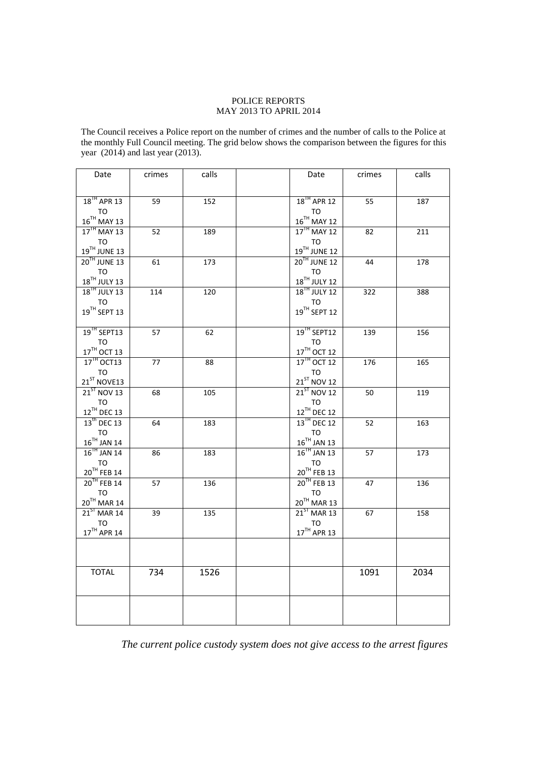POLICE REPORTS
MAY 2013 TO APRIL 2014

The Council receives a Police report on the number of crimes and the number of calls to the Police at the monthly Full Council meeting. The grid below shows the comparison between the figures for this year (2014) and last year (2013).

| Date | crimes | calls | | Date | crimes | calls |
|---|---|---|---|---|---|---|
| 18TH APR 13 TO 16TH MAY 13 | 59 | 152 | | 18TH APR 12 TO 16TH MAY 12 | 55 | 187 |
| 17TH MAY 13 TO 19TH JUNE 13 | 52 | 189 | | 17TH MAY 12 TO 19TH JUNE 12 | 82 | 211 |
| 20TH JUNE 13 TO 18TH JULY 13 | 61 | 173 | | 20TH JUNE 12 TO 18TH JULY 12 | 44 | 178 |
| 18TH JULY 13 TO 19TH SEPT 13 | 114 | 120 | | 18TH JULY 12 TO 19TH SEPT 12 | 322 | 388 |
| 19TH SEPT13 TO 17TH OCT 13 | 57 | 62 | | 19TH SEPT12 TO 17TH OCT 12 | 139 | 156 |
| 17TH OCT13 TO 21ST NOVE13 | 77 | 88 | | 17TH OCT 12 TO 21ST NOV 12 | 176 | 165 |
| 21ST NOV 13 TO 12TH DEC 13 | 68 | 105 | | 21ST NOV 12 TO 12TH DEC 12 | 50 | 119 |
| 13th DEC 13 TO 16TH JAN 14 | 64 | 183 | | 13TH DEC 12 TO 16TH JAN 13 | 52 | 163 |
| 16TH JAN 14 TO 20TH FEB 14 | 86 | 183 | | 16TH JAN 13 TO 20TH FEB 13 | 57 | 173 |
| 20TH FEB 14 TO 20TH MAR 14 | 57 | 136 | | 20TH FEB 13 TO 20TH MAR 13 | 47 | 136 |
| 21ST MAR 14 TO 17TH APR 14 | 39 | 135 | | 21ST MAR 13 TO 17TH APR 13 | 67 | 158 |
| | | | | | | |
| TOTAL | 734 | 1526 | | | 1091 | 2034 |
| | | | | | | |

*The current police custody system does not give access to the arrest figures*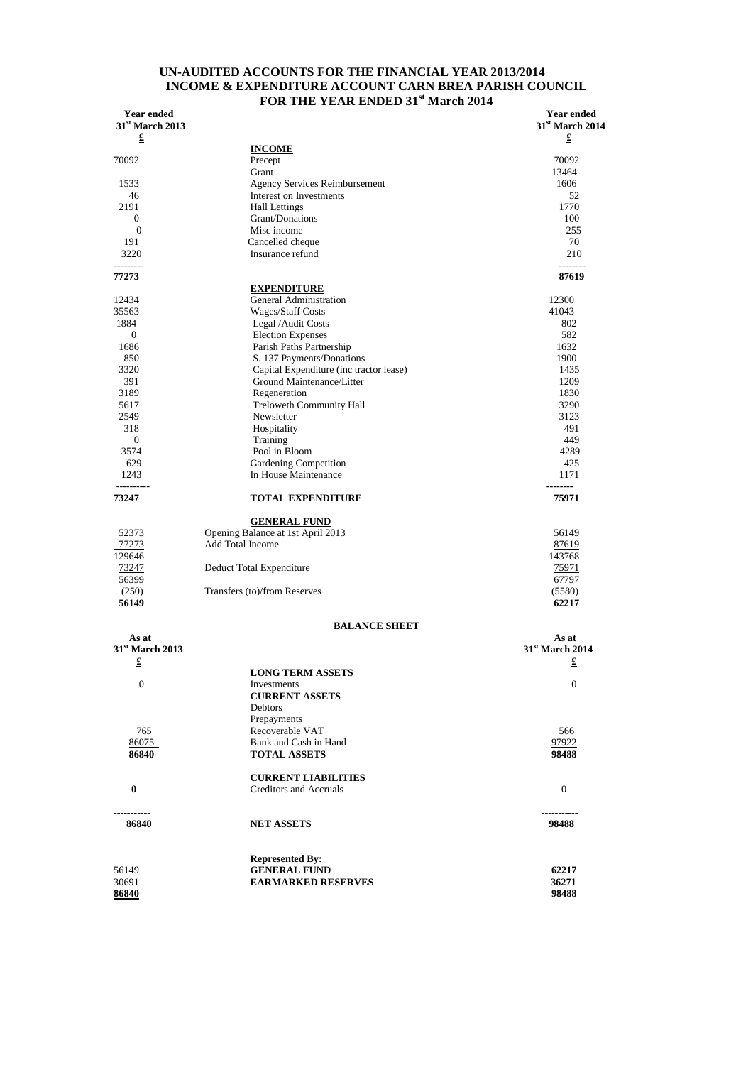# UN-AUDITED ACCOUNTS FOR THE FINANCIAL YEAR 2013/2014
## INCOME & EXPENDITURE ACCOUNT CARN BREA PARISH COUNCIL
## FOR THE YEAR ENDED 31st March 2014

| Year ended 31st March 2013 £ | | Year ended 31st March 2014 £ |
|---|---|---|
| | **INCOME** | |
| 70092 | Precept | 70092 |
| | Grant | 13464 |
| 1533 | Agency Services Reimbursement | 1606 |
| 46 | Interest on Investments | 52 |
| 2191 | Hall Lettings | 1770 |
| 0 | Grant/Donations | 100 |
| 0 | Misc income | 255 |
| 191 | Cancelled cheque | 70 |
| 3220 | Insurance refund | 210 |
| --------- | | -------- |
| **77273** | | **87619** |
| | **EXPENDITURE** | |
| 12434 | General Administration | 12300 |
| 35563 | Wages/Staff Costs | 41043 |
| 1884 | Legal /Audit Costs | 802 |
| 0 | Election Expenses | 582 |
| 1686 | Parish Paths Partnership | 1632 |
| 850 | S. 137 Payments/Donations | 1900 |
| 3320 | Capital Expenditure (inc tractor lease) | 1435 |
| 391 | Ground Maintenance/Litter | 1209 |
| 3189 | Regeneration | 1830 |
| 5617 | Treloweth Community Hall | 3290 |
| 2549 | Newsletter | 3123 |
| 318 | Hospitality | 491 |
| 0 | Training | 449 |
| 3574 | Pool in Bloom | 4289 |
| 629 | Gardening Competition | 425 |
| 1243 | In House Maintenance | 1171 |
| ---------- | | -------- |
| **73247** | **TOTAL EXPENDITURE** | **75971** |
| | **GENERAL FUND** | |
| 52373 | Opening Balance at 1st April 2013 | 56149 |
| 77273 | Add Total Income | 87619 |
| 129646 | | 143768 |
| 73247 | Deduct Total Expenditure | 75971 |
| 56399 | | 67797 |
| (250) | Transfers (to)/from Reserves | (5580) |
| **56149** | | **62217** |

## BALANCE SHEET

| As at 31st March 2013 £ | | As at 31st March 2014 £ |
|---|---|---|
| | **LONG TERM ASSETS** | |
| 0 | Investments | 0 |
| | **CURRENT ASSETS** | |
| | Debtors | |
| | Prepayments | |
| 765 | Recoverable VAT | 566 |
| 86075 | Bank and Cash in Hand | 97922 |
| **86840** | **TOTAL ASSETS** | **98488** |
| | **CURRENT LIABILITIES** | |
| **0** | Creditors and Accruals | 0 |
| ----------- | | ----------- |
| **86840** | **NET ASSETS** | **98488** |
| | **Represented By:** | |
| 56149 | **GENERAL FUND** | **62217** |
| 30691 | **EARMARKED RESERVES** | **36271** |
| **86840** | | **98488** |